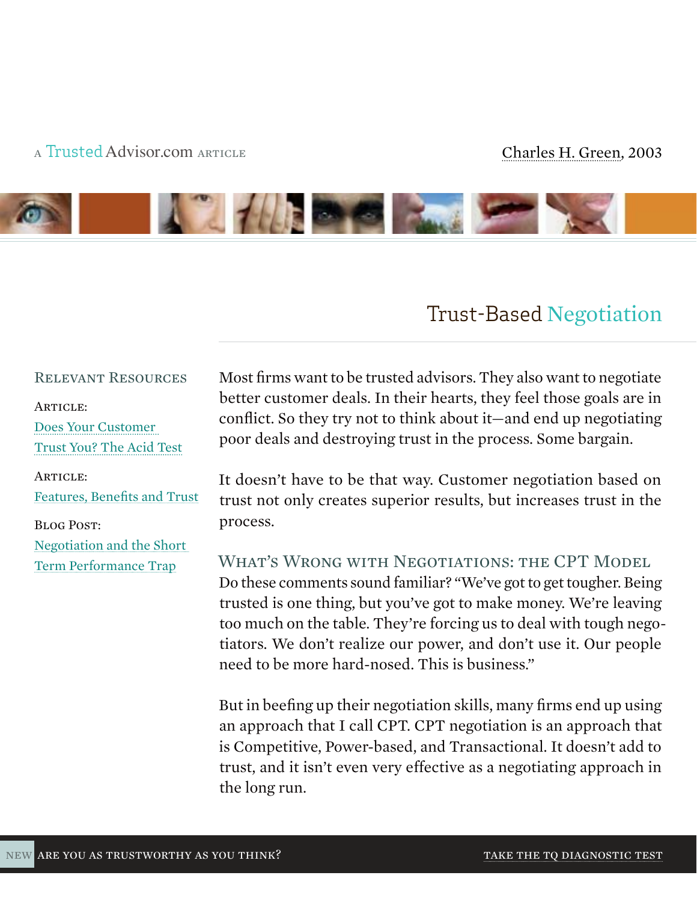A TrustedAdvisor.com ARTICLE

Charles H. Green, 2003

# Trust-Based Negotiation

**Relevant Resources**

Article: Does Your Customer Trust You? The Acid Test

Article: Features, Benefits and Trust

Blog Post: Negotiation and the Short Term Performance Trap

Most firms want to be trusted advisors. They also want to negotiate better customer deals. In their hearts, they feel those goals are in conflict. So they try not to think about it—and end up negotiating poor deals and destroying trust in the process. Some bargain.

It doesn't have to be that way. Customer negotiation based on trust not only creates superior results, but increases trust in the process.

## What's Wrong with Negotiations: the CPT Model

Do these comments sound familiar? "We've got to get tougher. Being trusted is one thing, but you've got to make money. We're leaving too much on the table. They're forcing us to deal with tough negotiators. We don't realize our power, and don't use it. Our people need to be more hard-nosed. This is business."

But in beefing up their negotiation skills, many firms end up using an approach that I call CPT. CPT negotiation is an approach that is Competitive, Power-based, and Transactional. It doesn't add to trust, and it isn't even very effective as a negotiating approach in the long run.

NEW ARE YOU AS TRUSTWORTHY AS YOU THINK? TAKE THE TQ DIAGNOSTIC TEST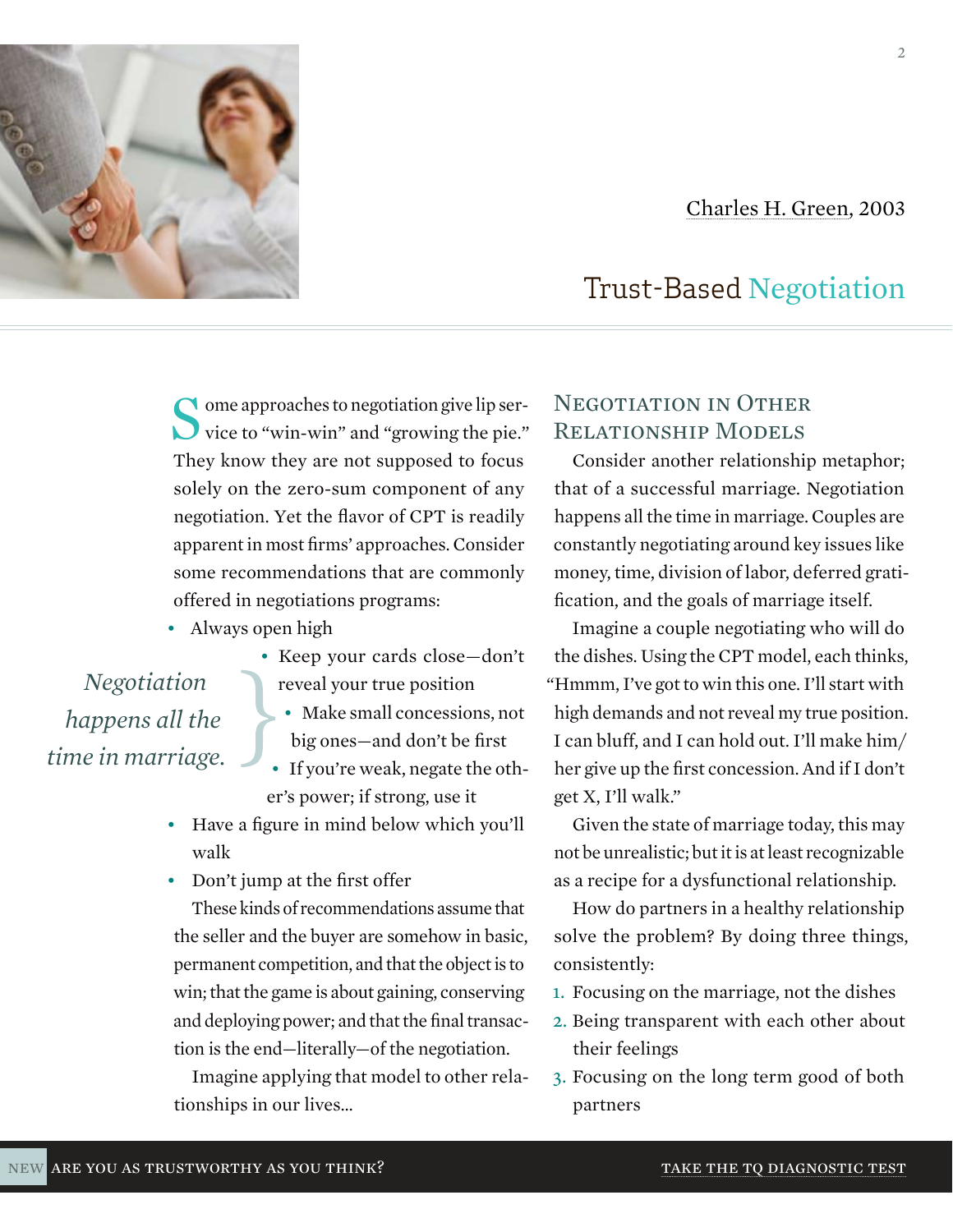Charles H. Green, 2003

# Trust-Based Negotiation

Some approaches to negotiation give lip service to "win-win" and "growing the pie." They know they are not supposed to focus solely on the zero-sum component of any negotiation. Yet the flavor of CPT is readily apparent in most firms' approaches. Consider some recommendations that are commonly offered in negotiations programs:

- Always open high
- Keep your cards close—don't reveal your true position
- Make small concessions, not big ones—and don't be first
- If you're weak, negate the other's power; if strong, use it
- Have a figure in mind below which you'll walk
- Don't jump at the first offer

These kinds of recommendations assume that the seller and the buyer are somehow in basic, permanent competition, and that the object is to win; that the game is about gaining, conserving and deploying power; and that the final transaction is the end—literally—of the negotiation.

Imagine applying that model to other relationships in our lives...

> *Negotiation happens all the time in marriage.*

## Negotiation in Other Relationship Models

Consider another relationship metaphor; that of a successful marriage. Negotiation happens all the time in marriage. Couples are constantly negotiating around key issues like money, time, division of labor, deferred gratification, and the goals of marriage itself.

Imagine a couple negotiating who will do the dishes. Using the CPT model, each thinks, "Hmmm, I've got to win this one. I'll start with high demands and not reveal my true position. I can bluff, and I can hold out. I'll make him/her give up the first concession. And if I don't get X, I'll walk."

Given the state of marriage today, this may not be unrealistic; but it is at least recognizable as a recipe for a dysfunctional relationship.

How do partners in a healthy relationship solve the problem? By doing three things, consistently:

1. Focusing on the marriage, not the dishes
2. Being transparent with each other about their feelings
3. Focusing on the long term good of both partners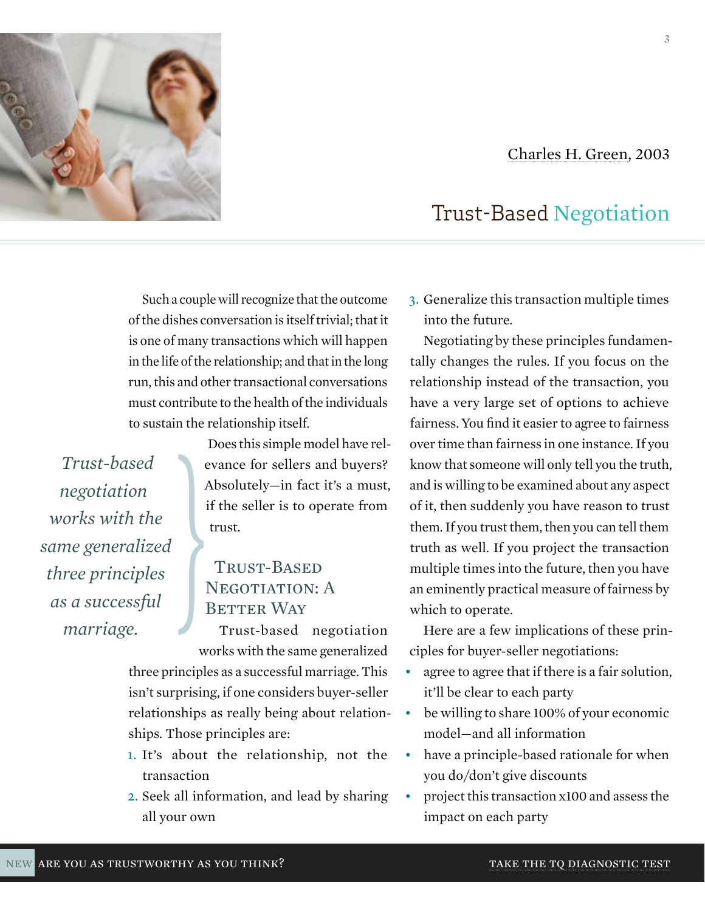Charles H. Green, 2003

# Trust-Based Negotiation

Such a couple will recognize that the outcome of the dishes conversation is itself trivial; that it is one of many transactions which will happen in the life of the relationship; and that in the long run, this and other transactional conversations must contribute to the health of the individuals to sustain the relationship itself.

Does this simple model have relevance for sellers and buyers? Absolutely—in fact it's a must, if the seller is to operate from trust.

> *Trust-based negotiation works with the same generalized three principles as a successful marriage.*

## Trust-Based Negotiation: A Better Way

Trust-based negotiation works with the same generalized three principles as a successful marriage. This isn't surprising, if one considers buyer-seller relationships as really being about relationships. Those principles are:

1. It's about the relationship, not the transaction
2. Seek all information, and lead by sharing all your own
3. Generalize this transaction multiple times into the future.

Negotiating by these principles fundamentally changes the rules. If you focus on the relationship instead of the transaction, you have a very large set of options to achieve fairness. You find it easier to agree to fairness over time than fairness in one instance. If you know that someone will only tell you the truth, and is willing to be examined about any aspect of it, then suddenly you have reason to trust them. If you trust them, then you can tell them truth as well. If you project the transaction multiple times into the future, then you have an eminently practical measure of fairness by which to operate.

Here are a few implications of these principles for buyer-seller negotiations:

- agree to agree that if there is a fair solution, it'll be clear to each party
- be willing to share 100% of your economic model—and all information
- have a principle-based rationale for when you do/don't give discounts
- project this transaction x100 and assess the impact on each party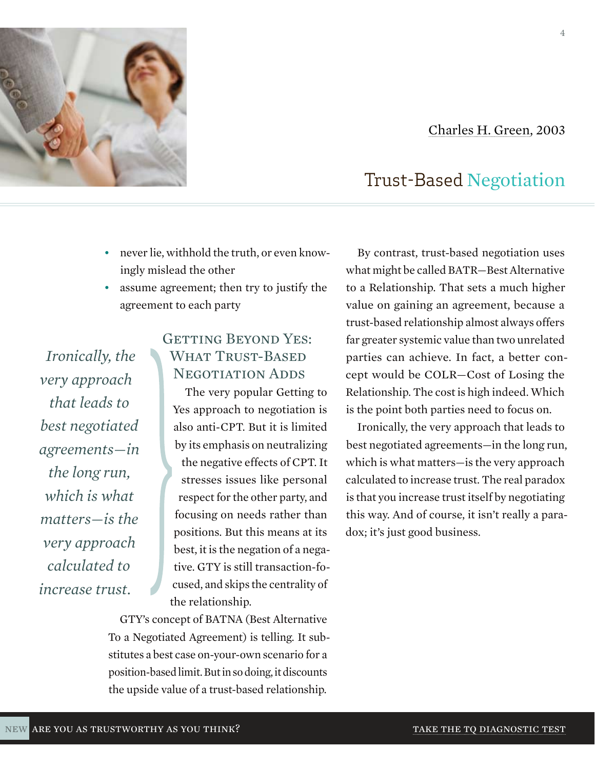- never lie, withhold the truth, or even knowingly mislead the other
- assume agreement; then try to justify the agreement to each party

*Ironically, the very approach that leads to best negotiated agreements—in the long run, which is what matters—is the very approach calculated to increase trust.*

## Getting Beyond Yes: What Trust-Based Negotiation Adds

The very popular Getting to Yes approach to negotiation is also anti-CPT. But it is limited by its emphasis on neutralizing the negative effects of CPT. It stresses issues like personal respect for the other party, and focusing on needs rather than positions. But this means at its best, it is the negation of a negative. GTY is still transaction-focused, and skips the centrality of the relationship.

GTY's concept of BATNA (Best Alternative To a Negotiated Agreement) is telling. It substitutes a best case on-your-own scenario for a position-based limit. But in so doing, it discounts the upside value of a trust-based relationship.

By contrast, trust-based negotiation uses what might be called BATR—Best Alternative to a Relationship. That sets a much higher value on gaining an agreement, because a trust-based relationship almost always offers far greater systemic value than two unrelated parties can achieve. In fact, a better concept would be COLR—Cost of Losing the Relationship. The cost is high indeed. Which is the point both parties need to focus on.

Ironically, the very approach that leads to best negotiated agreements—in the long run, which is what matters—is the very approach calculated to increase trust. The real paradox is that you increase trust itself by negotiating this way. And of course, it isn't really a paradox; it's just good business.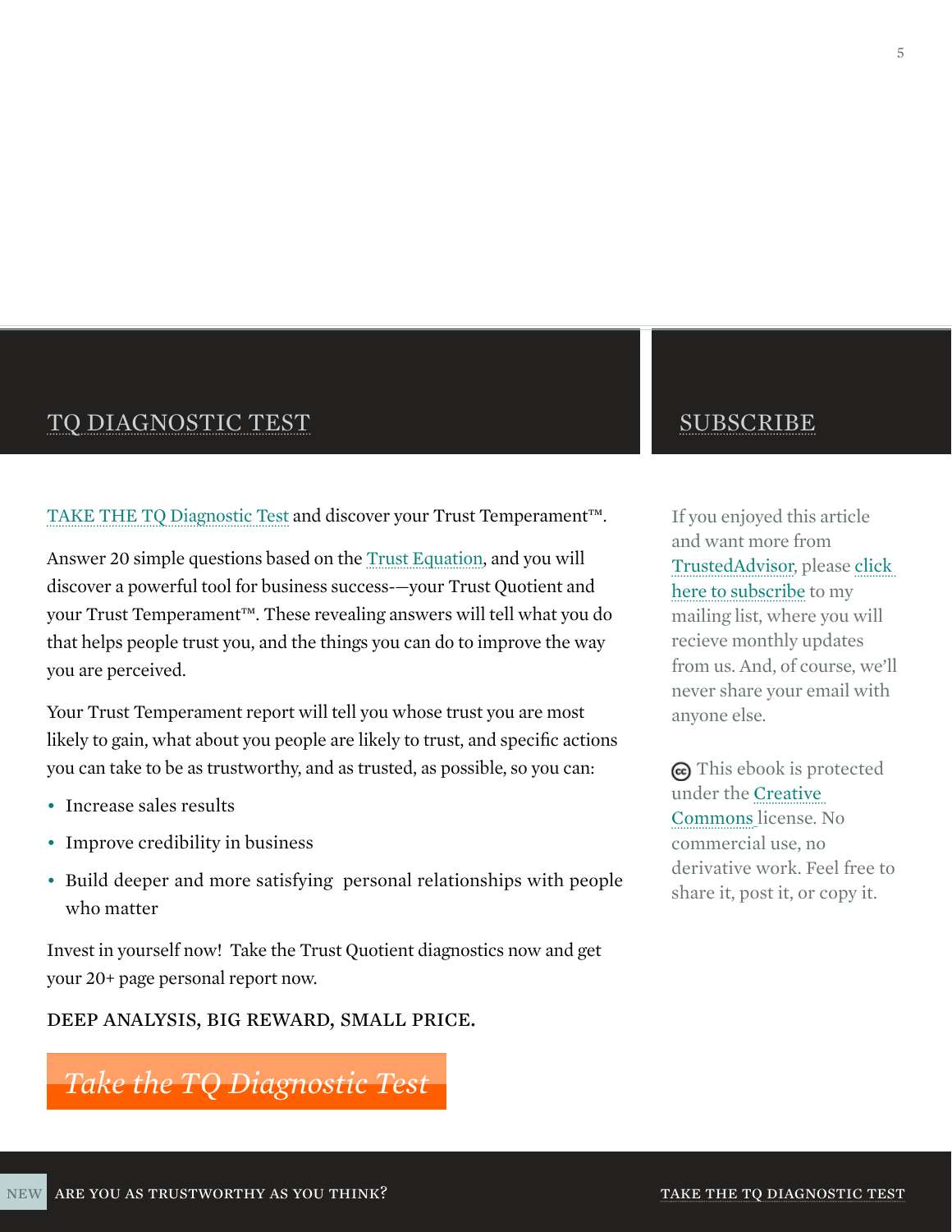## TQ DIAGNOSTIC TEST

TAKE THE TQ Diagnostic Test and discover your Trust Temperament™.

Answer 20 simple questions based on the Trust Equation, and you will discover a powerful tool for business success-—your Trust Quotient and your Trust Temperament™. These revealing answers will tell what you do that helps people trust you, and the things you can do to improve the way you are perceived.

Your Trust Temperament report will tell you whose trust you are most likely to gain, what about you people are likely to trust, and specific actions you can take to be as trustworthy, and as trusted, as possible, so you can:

- Increase sales results
- Improve credibility in business
- Build deeper and more satisfying personal relationships with people who matter

Invest in yourself now! Take the Trust Quotient diagnostics now and get your 20+ page personal report now.

DEEP ANALYSIS, BIG REWARD, SMALL PRICE.

*Take the TQ Diagnostic Test*

## SUBSCRIBE

If you enjoyed this article and want more from TrustedAdvisor, please click here to subscribe to my mailing list, where you will recieve monthly updates from us. And, of course, we'll never share your email with anyone else.

This ebook is protected under the Creative Commons license. No commercial use, no derivative work. Feel free to share it, post it, or copy it.

NEW ARE YOU AS TRUSTWORTHY AS YOU THINK?

TAKE THE TQ DIAGNOSTIC TEST